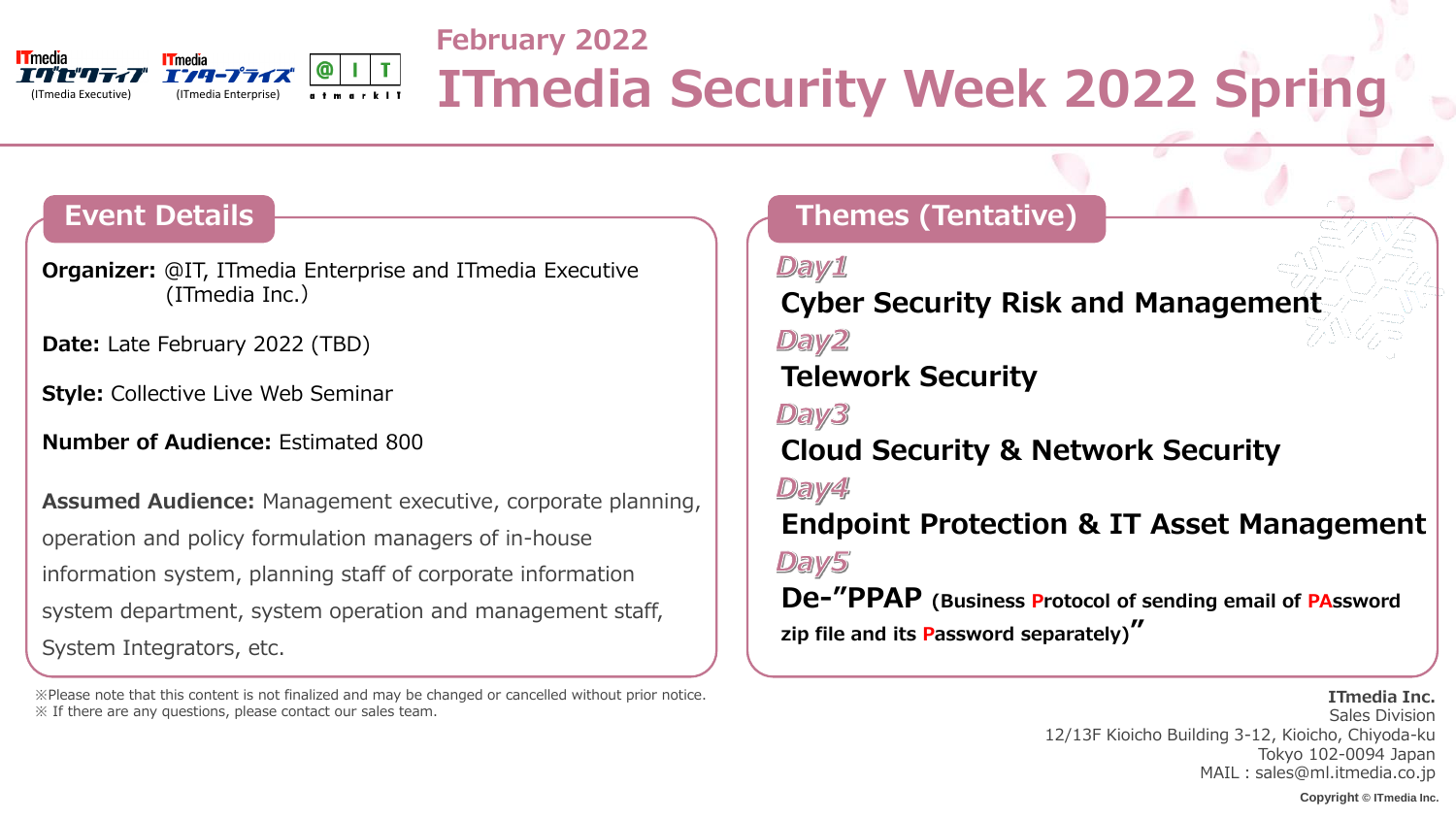ITmedia エグゼクティブ (ITmedia Executive) ITmedia エンタープライズ (ITmedia Enterprise) @IT atmarkIT

February 2022

# ITmedia Security Week 2022 Spring

## Event Details

**Organizer:** @IT, ITmedia Enterprise and ITmedia Executive (ITmedia Inc.)

**Date:** Late February 2022 (TBD)

**Style:** Collective Live Web Seminar

**Number of Audience:** Estimated 800

**Assumed Audience:** Management executive, corporate planning, operation and policy formulation managers of in-house information system, planning staff of corporate information system department, system operation and management staff, System Integrators, etc.

## Themes (Tentative)

*Day1*

**Cyber Security Risk and Management**

*Day2*

**Telework Security**

*Day3*

**Cloud Security & Network Security**

*Day4*

**Endpoint Protection & IT Asset Management**

*Day5*

**De-"PPAP (Business Protocol of sending email of PAssword zip file and its Password separately)"**

※Please note that this content is not finalized and may be changed or cancelled without prior notice.
※ If there are any questions, please contact our sales team.

**ITmedia Inc.**
Sales Division
12/13F Kioicho Building 3-12, Kioicho, Chiyoda-ku
Tokyo 102-0094 Japan
MAIL : sales@ml.itmedia.co.jp

Copyright © ITmedia Inc.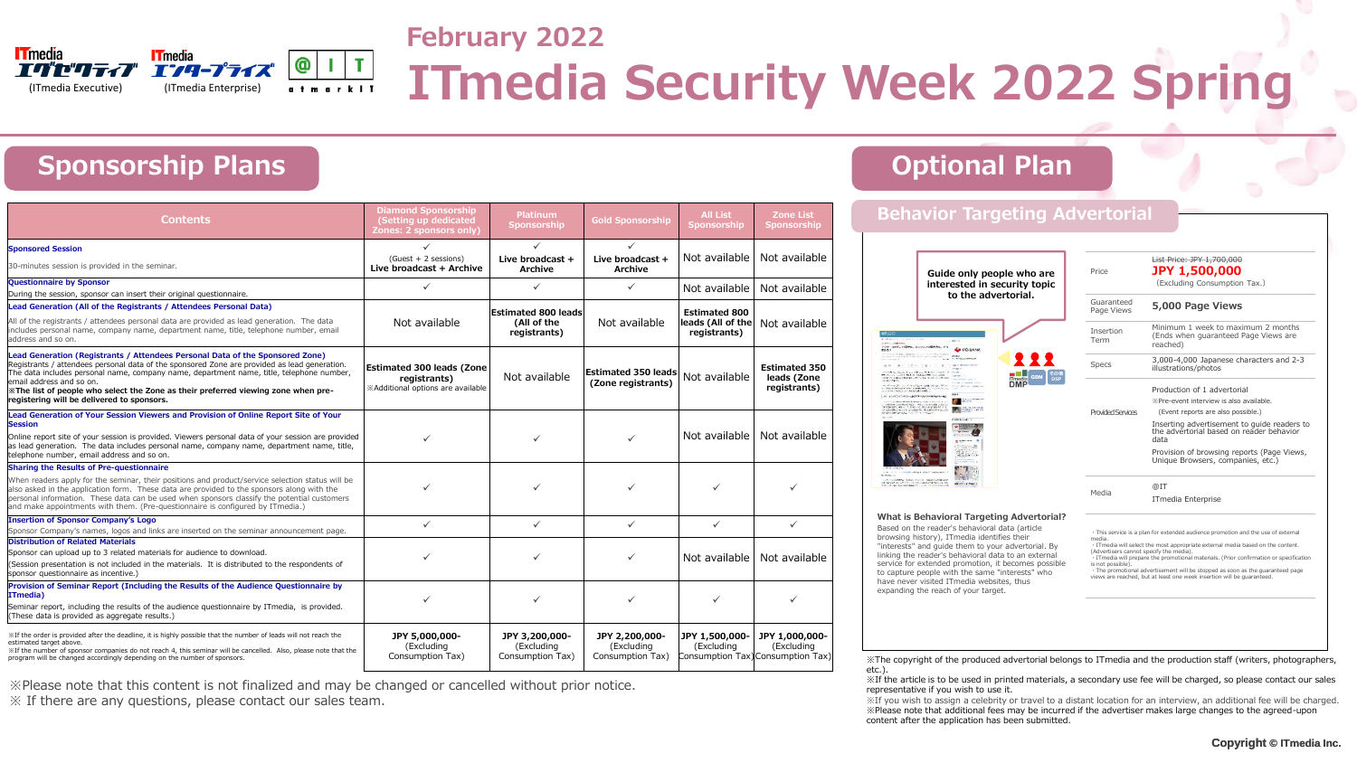February 2022

# ITmedia Security Week 2022 Spring

ITmedia エグゼクティブ (ITmedia Executive) / ITmedia エンタープライズ (ITmedia Enterprise) / @IT

## Sponsorship Plans

| Contents | Diamond Sponsorship (Setting up dedicated Zones: 2 sponsors only) | Platinum Sponsorship | Gold Sponsorship | All List Sponsorship | Zone List Sponsorship |
|---|---|---|---|---|---|
| **Sponsored Session** 30-minutes session is provided in the seminar. | ✓ (Guest + 2 sessions) **Live broadcast + Archive** | ✓ **Live broadcast + Archive** | ✓ **Live broadcast + Archive** | Not available | Not available |
| **Questionnaire by Sponsor** During the session, sponsor can insert their original questionnaire. | ✓ | ✓ | ✓ | Not available | Not available |
| **Lead Generation (All of the Registrants / Attendees Personal Data)** All of the registrants / attendees personal data are provided as lead generation. The data includes personal name, company name, department name, title, telephone number, email address and so on. | Not available | **Estimated 800 leads (All of the registrants)** | Not available | **Estimated 800 leads (All of the registrants)** | Not available |
| **Lead Generation (Registrants / Attendees Personal Data of the Sponsored Zone)** Registrants / attendees personal data of the sponsored Zone are provided as lead generation. The data includes personal name, company name, department name, title, telephone number, email address and so on. ※**The list of people who select the Zone as their preferred viewing zone when pre-registering will be delivered to sponsors.** | **Estimated 300 leads (Zone registrants)** ※Additional options are available | Not available | **Estimated 350 leads (Zone registrants)** | Not available | **Estimated 350 leads (Zone registrants)** |
| **Lead Generation of Your Session Viewers and Provision of Online Report Site of Your Session** Online report site of your session is provided. Viewers personal data of your session are provided as lead generation. The data includes personal name, company name, department name, title, telephone number, email address and so on. | ✓ | ✓ | ✓ | Not available | Not available |
| **Sharing the Results of Pre-questionnaire** When readers apply for the seminar, their positions and product/service selection status will be also asked in the application form. These data are provided to the sponsors along with the personal information. These data can be used when sponsors classify the potential customers and make appointments with them. (Pre-questionnaire is configured by ITmedia.) | ✓ | ✓ | ✓ | ✓ | ✓ |
| **Insertion of Sponsor Company's Logo** Sponsor Company's names, logos and links are inserted on the seminar announcement page. | ✓ | ✓ | ✓ | ✓ | ✓ |
| **Distribution of Related Materials** Sponsor can upload up to 3 related materials for audience to download. (Session presentation is not included in the materials. It is distributed to the respondents of sponsor questionnaire as incentive.) | ✓ | ✓ | ✓ | Not available | Not available |
| **Provision of Seminar Report (Including the Results of the Audience Questionnaire by ITmedia)** Seminar report, including the results of the audience questionnaire by ITmedia, is provided. (These data is provided as aggregate results.) | ✓ | ✓ | ✓ | ✓ | ✓ |
| ※If the order is provided after the deadline, it is highly possible that the number of leads will not reach the estimated target above. ※If the number of sponsor companies do not reach 4, this seminar will be cancelled. Also, please note that the program will be changed accordingly depending on the number of sponsors. | **JPY 5,000,000-** (Excluding Consumption Tax) | **JPY 3,200,000-** (Excluding Consumption Tax) | **JPY 2,200,000-** (Excluding Consumption Tax) | **JPY 1,500,000-** (Excluding Consumption Tax) | **JPY 1,000,000-** (Excluding Consumption Tax) |

※Please note that this content is not finalized and may be changed or cancelled without prior notice.
※ If there are any questions, please contact our sales team.

## Optional Plan

### Behavior Targeting Advertorial

**Guide only people who are interested in security topic to the advertorial.**

ITmedia DMP / GDN / その他 DSP

**What is Behavioral Targeting Advertorial?**
Based on the reader's behavioral data (article browsing history), ITmedia identifies their "interests" and guide them to your advertorial. By linking the reader's behavioral data to an external service for extended promotion, it becomes possible to capture people with the same "interests" who have never visited ITmedia websites, thus expanding the reach of your target.

| | |
|---|---|
| Price | ~~List Price: JPY 1,700,000~~ **JPY 1,500,000** (Excluding Consumption Tax.) |
| Guaranteed Page Views | **5,000 Page Views** |
| Insertion Term | Minimum 1 week to maximum 2 months (Ends when guaranteed Page Views are reached) |
| Specs | 3,000-4,000 Japanese characters and 2-3 illustrations/photos |
| Provided Services | Production of 1 advertorial ※Pre-event interview is also available. (Event reports are also possible.) Inserting advertisement to guide readers to the advertorial based on reader behavior data. Provision of browsing reports (Page Views, Unique Browsers, companies, etc.) |
| Media | @IT ITmedia Enterprise |

・This service is a plan for extended audience promotion and the use of external media.
・ITmedia will select the most appropriate external media based on the content. (Advertisers cannot specify the media).
・ITmedia will prepare the promotional materials. (Prior confirmation or specification is not possible).
・The promotional advertisement will be stopped as soon as the guaranteed page views are reached, but at least one week insertion will be guaranteed.

※The copyright of the produced advertorial belongs to ITmedia and the production staff (writers, photographers, etc.).
※If the article is to be used in printed materials, a secondary use fee will be charged, so please contact our sales representative if you wish to use it.
※If you wish to assign a celebrity or travel to a distant location for an interview, an additional fee will be charged.
※Please note that additional fees may be incurred if the advertiser makes large changes to the agreed-upon content after the application has been submitted.

Copyright © ITmedia Inc.